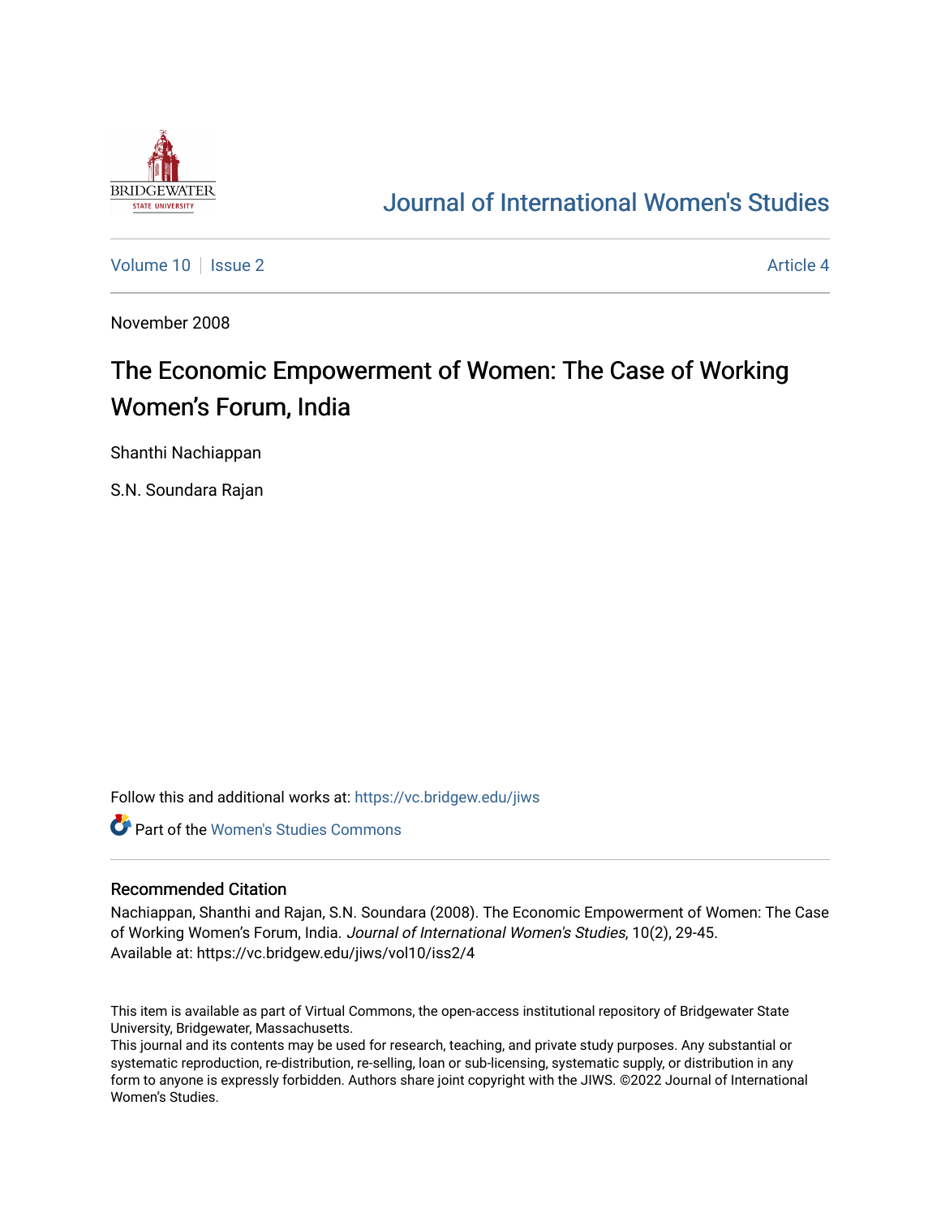Journal of International Women's Studies

Volume 10 | Issue 2 | Article 4

November 2008

# The Economic Empowerment of Women: The Case of Working Women's Forum, India

Shanthi Nachiappan

S.N. Soundara Rajan

Follow this and additional works at: https://vc.bridgew.edu/jiws

Part of the Women's Studies Commons

## Recommended Citation

Nachiappan, Shanthi and Rajan, S.N. Soundara (2008). The Economic Empowerment of Women: The Case of Working Women's Forum, India. *Journal of International Women's Studies*, 10(2), 29-45.
Available at: https://vc.bridgew.edu/jiws/vol10/iss2/4

This item is available as part of Virtual Commons, the open-access institutional repository of Bridgewater State University, Bridgewater, Massachusetts.
This journal and its contents may be used for research, teaching, and private study purposes. Any substantial or systematic reproduction, re-distribution, re-selling, loan or sub-licensing, systematic supply, or distribution in any form to anyone is expressly forbidden. Authors share joint copyright with the JIWS. ©2022 Journal of International Women's Studies.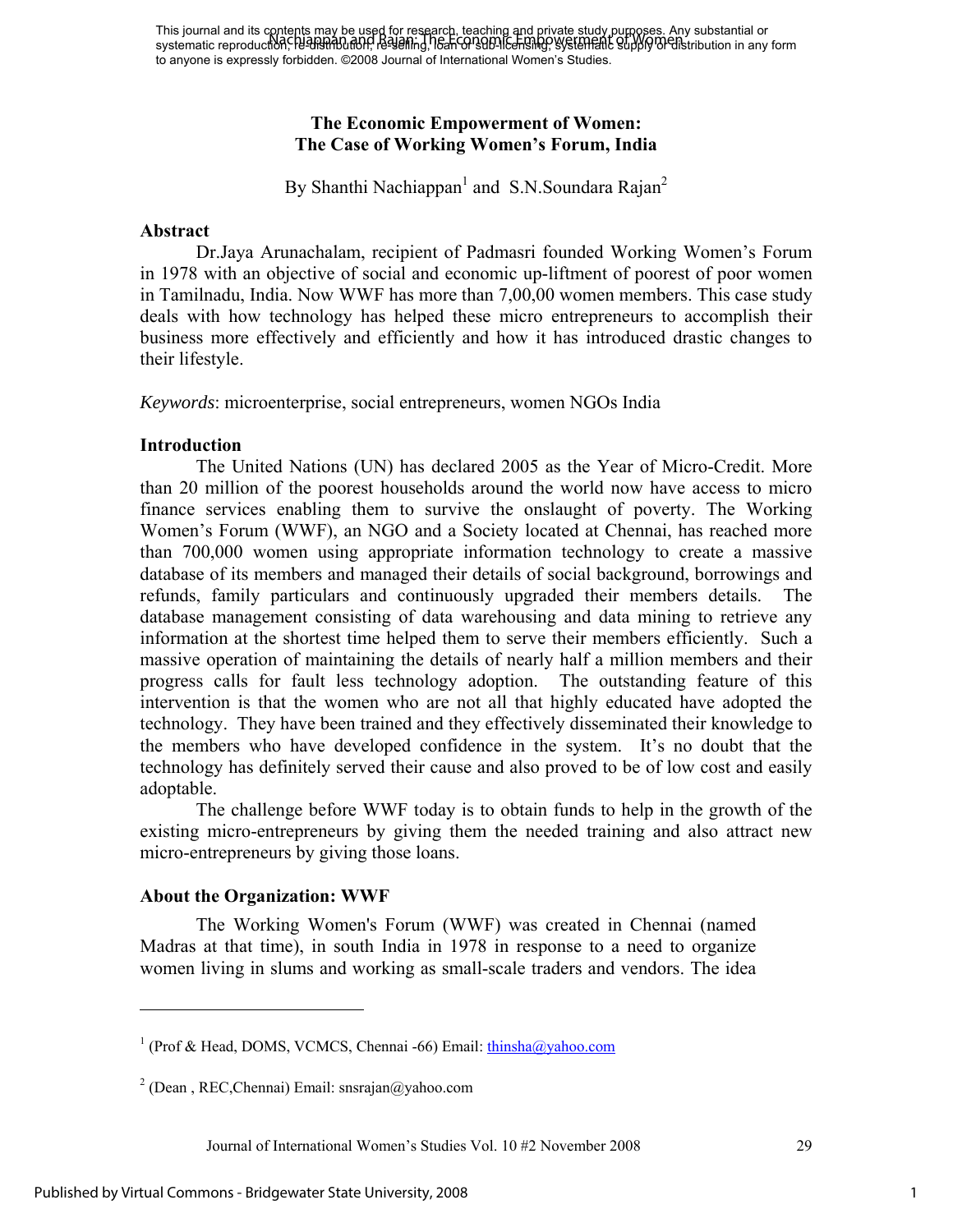# The Economic Empowerment of Women: The Case of Working Women's Forum, India

By Shanthi Nachiappan[1] and S.N.Soundara Rajan[2]

## Abstract

Dr.Jaya Arunachalam, recipient of Padmasri founded Working Women's Forum in 1978 with an objective of social and economic up-liftment of poorest of poor women in Tamilnadu, India. Now WWF has more than 7,00,00 women members. This case study deals with how technology has helped these micro entrepreneurs to accomplish their business more effectively and efficiently and how it has introduced drastic changes to their lifestyle.

*Keywords*: microenterprise, social entrepreneurs, women NGOs India

## Introduction

The United Nations (UN) has declared 2005 as the Year of Micro-Credit. More than 20 million of the poorest households around the world now have access to micro finance services enabling them to survive the onslaught of poverty. The Working Women's Forum (WWF), an NGO and a Society located at Chennai, has reached more than 700,000 women using appropriate information technology to create a massive database of its members and managed their details of social background, borrowings and refunds, family particulars and continuously upgraded their members details. The database management consisting of data warehousing and data mining to retrieve any information at the shortest time helped them to serve their members efficiently. Such a massive operation of maintaining the details of nearly half a million members and their progress calls for fault less technology adoption. The outstanding feature of this intervention is that the women who are not all that highly educated have adopted the technology. They have been trained and they effectively disseminated their knowledge to the members who have developed confidence in the system. It's no doubt that the technology has definitely served their cause and also proved to be of low cost and easily adoptable.

The challenge before WWF today is to obtain funds to help in the growth of the existing micro-entrepreneurs by giving them the needed training and also attract new micro-entrepreneurs by giving those loans.

## About the Organization: WWF

The Working Women's Forum (WWF) was created in Chennai (named Madras at that time), in south India in 1978 in response to a need to organize women living in slums and working as small-scale traders and vendors. The idea

---

[1] (Prof & Head, DOMS, VCMCS, Chennai -66) Email: thinsha@yahoo.com

[2] (Dean , REC,Chennai) Email: snsrajan@yahoo.com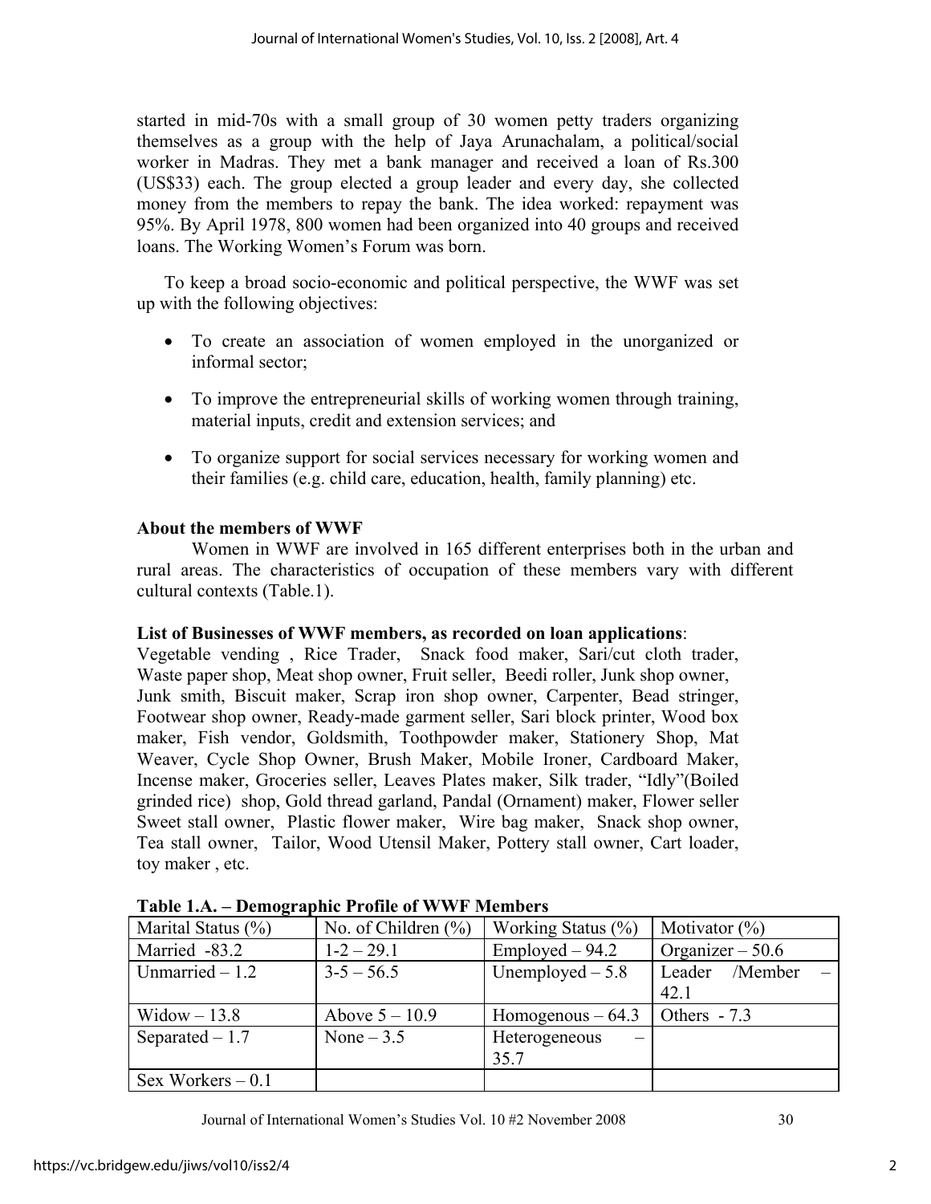started in mid-70s with a small group of 30 women petty traders organizing themselves as a group with the help of Jaya Arunachalam, a political/social worker in Madras. They met a bank manager and received a loan of Rs.300 (US$33) each. The group elected a group leader and every day, she collected money from the members to repay the bank. The idea worked: repayment was 95%. By April 1978, 800 women had been organized into 40 groups and received loans. The Working Women's Forum was born.

To keep a broad socio-economic and political perspective, the WWF was set up with the following objectives:

- To create an association of women employed in the unorganized or informal sector;
- To improve the entrepreneurial skills of working women through training, material inputs, credit and extension services; and
- To organize support for social services necessary for working women and their families (e.g. child care, education, health, family planning) etc.

**About the members of WWF**

Women in WWF are involved in 165 different enterprises both in the urban and rural areas. The characteristics of occupation of these members vary with different cultural contexts (Table.1).

**List of Businesses of WWF members, as recorded on loan applications**:
Vegetable vending , Rice Trader, Snack food maker, Sari/cut cloth trader, Waste paper shop, Meat shop owner, Fruit seller, Beedi roller, Junk shop owner, Junk smith, Biscuit maker, Scrap iron shop owner, Carpenter, Bead stringer, Footwear shop owner, Ready-made garment seller, Sari block printer, Wood box maker, Fish vendor, Goldsmith, Toothpowder maker, Stationery Shop, Mat Weaver, Cycle Shop Owner, Brush Maker, Mobile Ironer, Cardboard Maker, Incense maker, Groceries seller, Leaves Plates maker, Silk trader, "Idly"(Boiled grinded rice) shop, Gold thread garland, Pandal (Ornament) maker, Flower seller Sweet stall owner, Plastic flower maker, Wire bag maker, Snack shop owner, Tea stall owner, Tailor, Wood Utensil Maker, Pottery stall owner, Cart loader, toy maker , etc.

**Table 1.A. – Demographic Profile of WWF Members**

| Marital Status (%) | No. of Children (%) | Working Status (%) | Motivator (%) |
|---|---|---|---|
| Married -83.2 | 1-2 – 29.1 | Employed – 94.2 | Organizer – 50.6 |
| Unmarried – 1.2 | 3-5 – 56.5 | Unemployed – 5.8 | Leader /Member – 42.1 |
| Widow – 13.8 | Above 5 – 10.9 | Homogenous – 64.3 | Others - 7.3 |
| Separated – 1.7 | None – 3.5 | Heterogeneous – 35.7 | |
| Sex Workers – 0.1 | | | |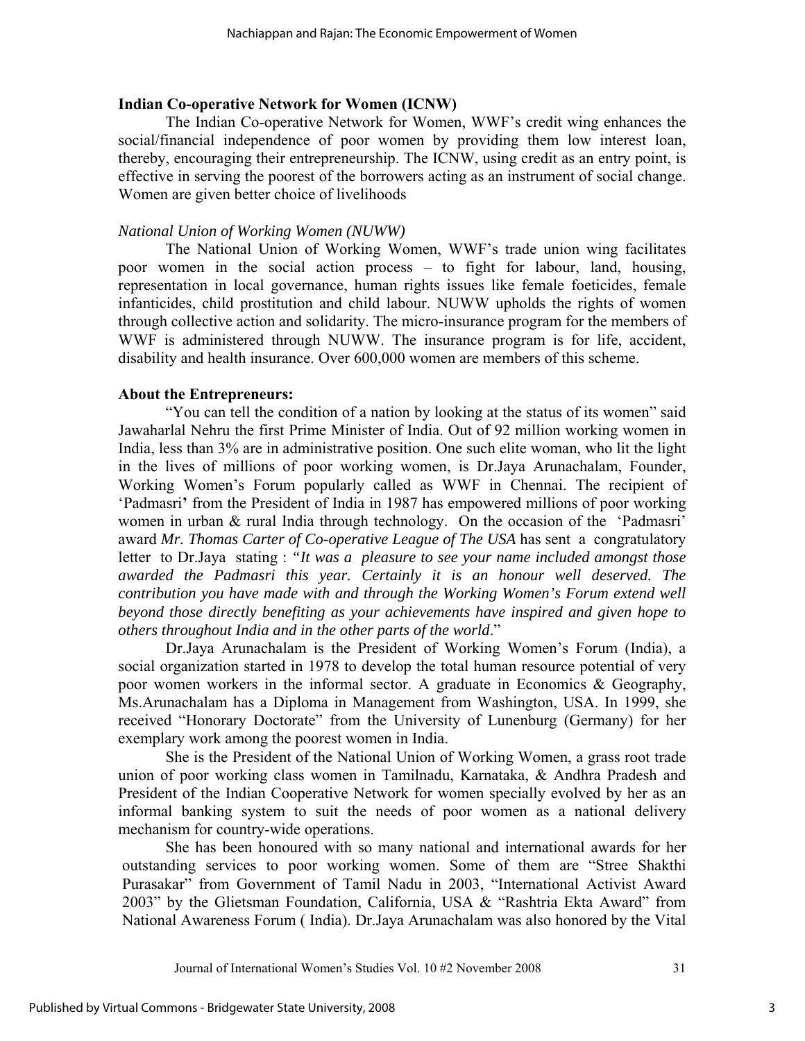**Indian Co-operative Network for Women (ICNW)**

The Indian Co-operative Network for Women, WWF's credit wing enhances the social/financial independence of poor women by providing them low interest loan, thereby, encouraging their entrepreneurship. The ICNW, using credit as an entry point, is effective in serving the poorest of the borrowers acting as an instrument of social change. Women are given better choice of livelihoods

*National Union of Working Women (NUWW)*

The National Union of Working Women, WWF's trade union wing facilitates poor women in the social action process – to fight for labour, land, housing, representation in local governance, human rights issues like female foeticides, female infanticides, child prostitution and child labour. NUWW upholds the rights of women through collective action and solidarity. The micro-insurance program for the members of WWF is administered through NUWW. The insurance program is for life, accident, disability and health insurance. Over 600,000 women are members of this scheme.

**About the Entrepreneurs:**

"You can tell the condition of a nation by looking at the status of its women" said Jawaharlal Nehru the first Prime Minister of India. Out of 92 million working women in India, less than 3% are in administrative position. One such elite woman, who lit the light in the lives of millions of poor working women, is Dr.Jaya Arunachalam, Founder, Working Women's Forum popularly called as WWF in Chennai. The recipient of 'Padmasri' from the President of India in 1987 has empowered millions of poor working women in urban & rural India through technology. On the occasion of the 'Padmasri' award *Mr. Thomas Carter of Co-operative League of The USA* has sent a congratulatory letter to Dr.Jaya stating : *"It was a pleasure to see your name included amongst those awarded the Padmasri this year. Certainly it is an honour well deserved. The contribution you have made with and through the Working Women's Forum extend well beyond those directly benefiting as your achievements have inspired and given hope to others throughout India and in the other parts of the world*."

Dr.Jaya Arunachalam is the President of Working Women's Forum (India), a social organization started in 1978 to develop the total human resource potential of very poor women workers in the informal sector. A graduate in Economics & Geography, Ms.Arunachalam has a Diploma in Management from Washington, USA. In 1999, she received "Honorary Doctorate" from the University of Lunenburg (Germany) for her exemplary work among the poorest women in India.

She is the President of the National Union of Working Women, a grass root trade union of poor working class women in Tamilnadu, Karnataka, & Andhra Pradesh and President of the Indian Cooperative Network for women specially evolved by her as an informal banking system to suit the needs of poor women as a national delivery mechanism for country-wide operations.

She has been honoured with so many national and international awards for her outstanding services to poor working women. Some of them are "Stree Shakthi Purasakar" from Government of Tamil Nadu in 2003, "International Activist Award 2003" by the Glietsman Foundation, California, USA & "Rashtria Ekta Award" from National Awareness Forum ( India). Dr.Jaya Arunachalam was also honored by the Vital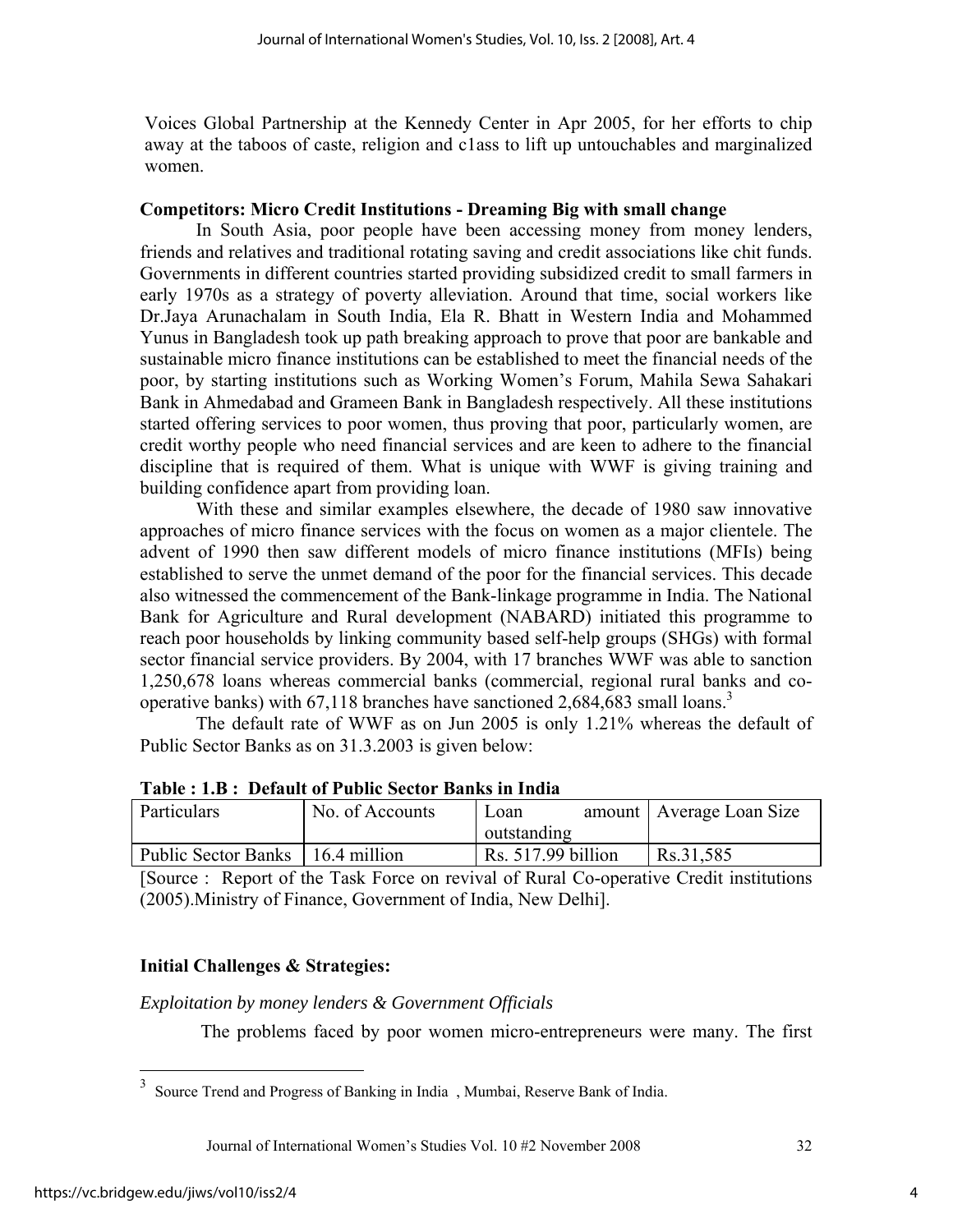Voices Global Partnership at the Kennedy Center in Apr 2005, for her efforts to chip away at the taboos of caste, religion and c1ass to lift up untouchables and marginalized women.

**Competitors: Micro Credit Institutions - Dreaming Big with small change**

In South Asia, poor people have been accessing money from money lenders, friends and relatives and traditional rotating saving and credit associations like chit funds. Governments in different countries started providing subsidized credit to small farmers in early 1970s as a strategy of poverty alleviation. Around that time, social workers like Dr.Jaya Arunachalam in South India, Ela R. Bhatt in Western India and Mohammed Yunus in Bangladesh took up path breaking approach to prove that poor are bankable and sustainable micro finance institutions can be established to meet the financial needs of the poor, by starting institutions such as Working Women's Forum, Mahila Sewa Sahakari Bank in Ahmedabad and Grameen Bank in Bangladesh respectively. All these institutions started offering services to poor women, thus proving that poor, particularly women, are credit worthy people who need financial services and are keen to adhere to the financial discipline that is required of them. What is unique with WWF is giving training and building confidence apart from providing loan.

With these and similar examples elsewhere, the decade of 1980 saw innovative approaches of micro finance services with the focus on women as a major clientele. The advent of 1990 then saw different models of micro finance institutions (MFIs) being established to serve the unmet demand of the poor for the financial services. This decade also witnessed the commencement of the Bank-linkage programme in India. The National Bank for Agriculture and Rural development (NABARD) initiated this programme to reach poor households by linking community based self-help groups (SHGs) with formal sector financial service providers. By 2004, with 17 branches WWF was able to sanction 1,250,678 loans whereas commercial banks (commercial, regional rural banks and co-operative banks) with 67,118 branches have sanctioned 2,684,683 small loans.[3]

The default rate of WWF as on Jun 2005 is only 1.21% whereas the default of Public Sector Banks as on 31.3.2003 is given below:

**Table : 1.B : Default of Public Sector Banks in India**

| Particulars | No. of Accounts | Loan amount outstanding | Average Loan Size |
|---|---|---|---|
| Public Sector Banks | 16.4 million | Rs. 517.99 billion | Rs.31,585 |

[Source : Report of the Task Force on revival of Rural Co-operative Credit institutions (2005).Ministry of Finance, Government of India, New Delhi].

**Initial Challenges & Strategies:**

*Exploitation by money lenders & Government Officials*

The problems faced by poor women micro-entrepreneurs were many. The first

---

[3] Source Trend and Progress of Banking in India , Mumbai, Reserve Bank of India.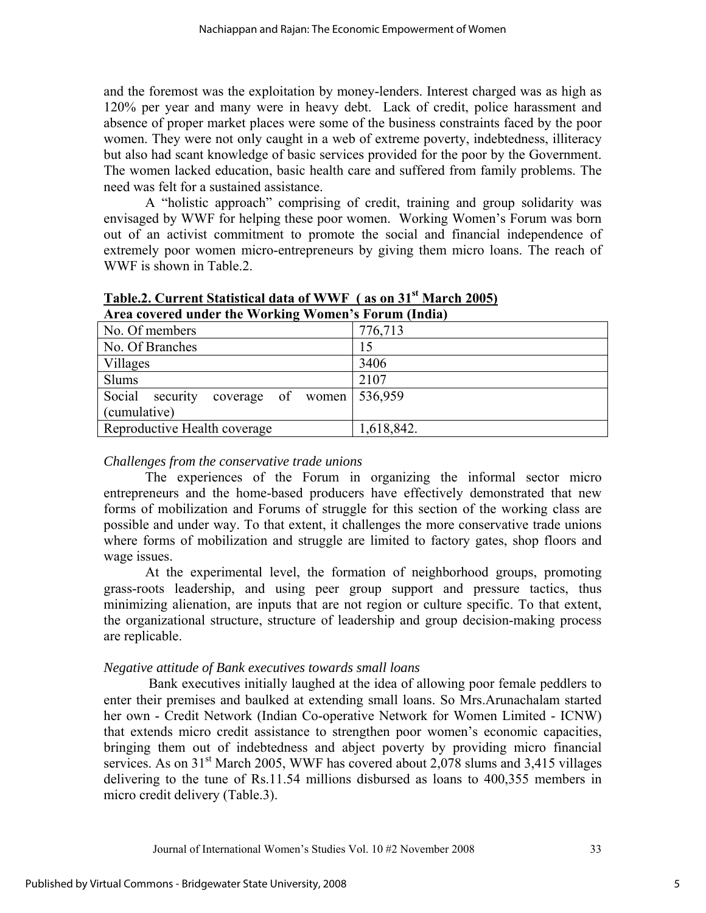and the foremost was the exploitation by money-lenders. Interest charged was as high as 120% per year and many were in heavy debt. Lack of credit, police harassment and absence of proper market places were some of the business constraints faced by the poor women. They were not only caught in a web of extreme poverty, indebtedness, illiteracy but also had scant knowledge of basic services provided for the poor by the Government. The women lacked education, basic health care and suffered from family problems. The need was felt for a sustained assistance.

A "holistic approach" comprising of credit, training and group solidarity was envisaged by WWF for helping these poor women. Working Women's Forum was born out of an activist commitment to promote the social and financial independence of extremely poor women micro-entrepreneurs by giving them micro loans. The reach of WWF is shown in Table.2.

**Table.2. Current Statistical data of WWF ( as on 31st March 2005)**

**Area covered under the Working Women's Forum (India)**

| | |
|---|---|
| No. Of members | 776,713 |
| No. Of Branches | 15 |
| Villages | 3406 |
| Slums | 2107 |
| Social security coverage of women (cumulative) | 536,959 |
| Reproductive Health coverage | 1,618,842. |

*Challenges from the conservative trade unions*

The experiences of the Forum in organizing the informal sector micro entrepreneurs and the home-based producers have effectively demonstrated that new forms of mobilization and Forums of struggle for this section of the working class are possible and under way. To that extent, it challenges the more conservative trade unions where forms of mobilization and struggle are limited to factory gates, shop floors and wage issues.

At the experimental level, the formation of neighborhood groups, promoting grass-roots leadership, and using peer group support and pressure tactics, thus minimizing alienation, are inputs that are not region or culture specific. To that extent, the organizational structure, structure of leadership and group decision-making process are replicable.

*Negative attitude of Bank executives towards small loans*

Bank executives initially laughed at the idea of allowing poor female peddlers to enter their premises and baulked at extending small loans. So Mrs.Arunachalam started her own - Credit Network (Indian Co-operative Network for Women Limited - ICNW) that extends micro credit assistance to strengthen poor women's economic capacities, bringing them out of indebtedness and abject poverty by providing micro financial services. As on 31st March 2005, WWF has covered about 2,078 slums and 3,415 villages delivering to the tune of Rs.11.54 millions disbursed as loans to 400,355 members in micro credit delivery (Table.3).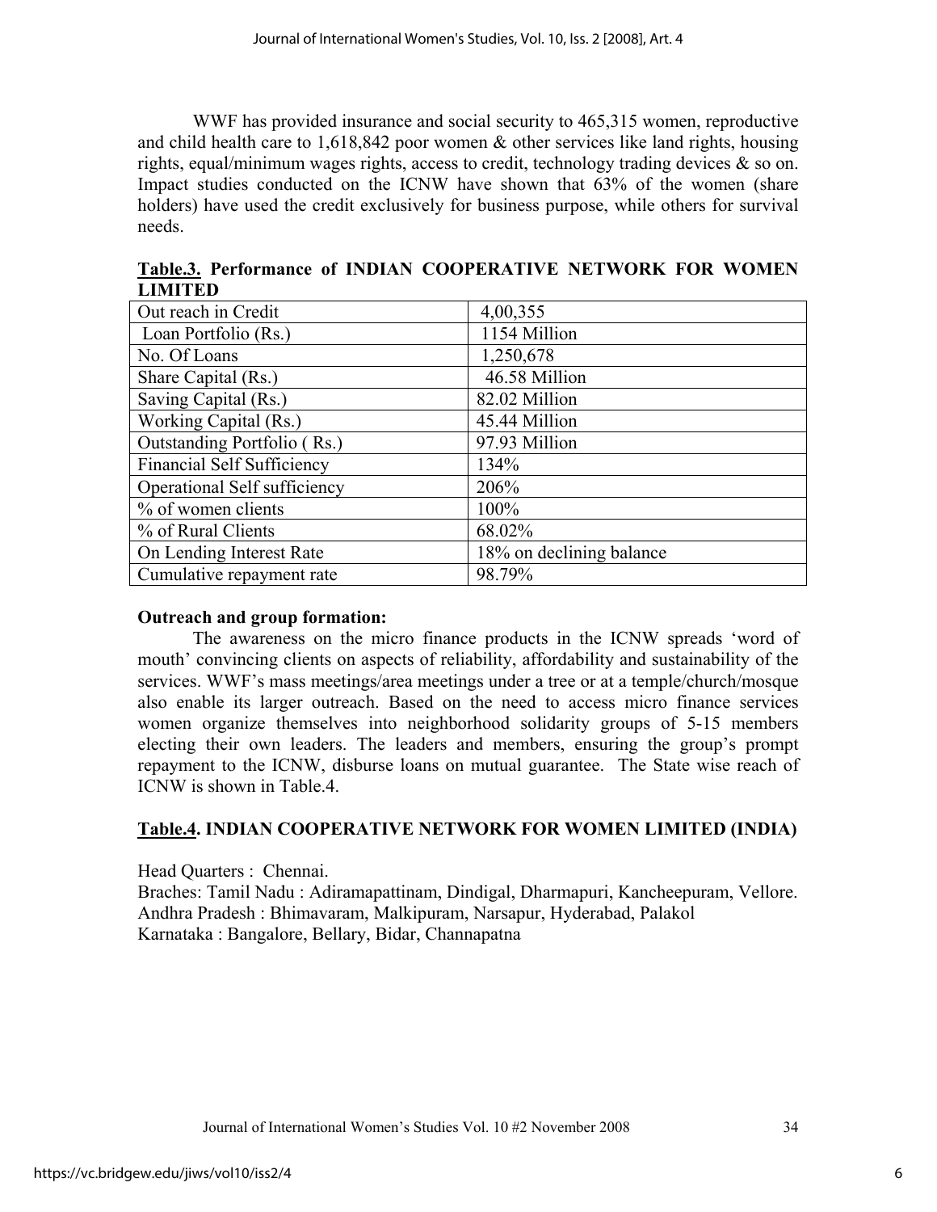WWF has provided insurance and social security to 465,315 women, reproductive and child health care to 1,618,842 poor women & other services like land rights, housing rights, equal/minimum wages rights, access to credit, technology trading devices & so on. Impact studies conducted on the ICNW have shown that 63% of the women (share holders) have used the credit exclusively for business purpose, while others for survival needs.

**Table.3. Performance of INDIAN COOPERATIVE NETWORK FOR WOMEN LIMITED**

| | |
|---|---|
| Out reach in Credit | 4,00,355 |
| Loan Portfolio (Rs.) | 1154 Million |
| No. Of Loans | 1,250,678 |
| Share Capital (Rs.) | 46.58 Million |
| Saving Capital (Rs.) | 82.02 Million |
| Working Capital (Rs.) | 45.44 Million |
| Outstanding Portfolio ( Rs.) | 97.93 Million |
| Financial Self Sufficiency | 134% |
| Operational Self sufficiency | 206% |
| % of women clients | 100% |
| % of Rural Clients | 68.02% |
| On Lending Interest Rate | 18% on declining balance |
| Cumulative repayment rate | 98.79% |

**Outreach and group formation:**

The awareness on the micro finance products in the ICNW spreads 'word of mouth' convincing clients on aspects of reliability, affordability and sustainability of the services. WWF's mass meetings/area meetings under a tree or at a temple/church/mosque also enable its larger outreach. Based on the need to access micro finance services women organize themselves into neighborhood solidarity groups of 5-15 members electing their own leaders. The leaders and members, ensuring the group's prompt repayment to the ICNW, disburse loans on mutual guarantee. The State wise reach of ICNW is shown in Table.4.

**Table.4. INDIAN COOPERATIVE NETWORK FOR WOMEN LIMITED (INDIA)**

Head Quarters : Chennai.
Braches: Tamil Nadu : Adiramapattinam, Dindigal, Dharmapuri, Kancheepuram, Vellore.
Andhra Pradesh : Bhimavaram, Malkipuram, Narsapur, Hyderabad, Palakol
Karnataka : Bangalore, Bellary, Bidar, Channapatna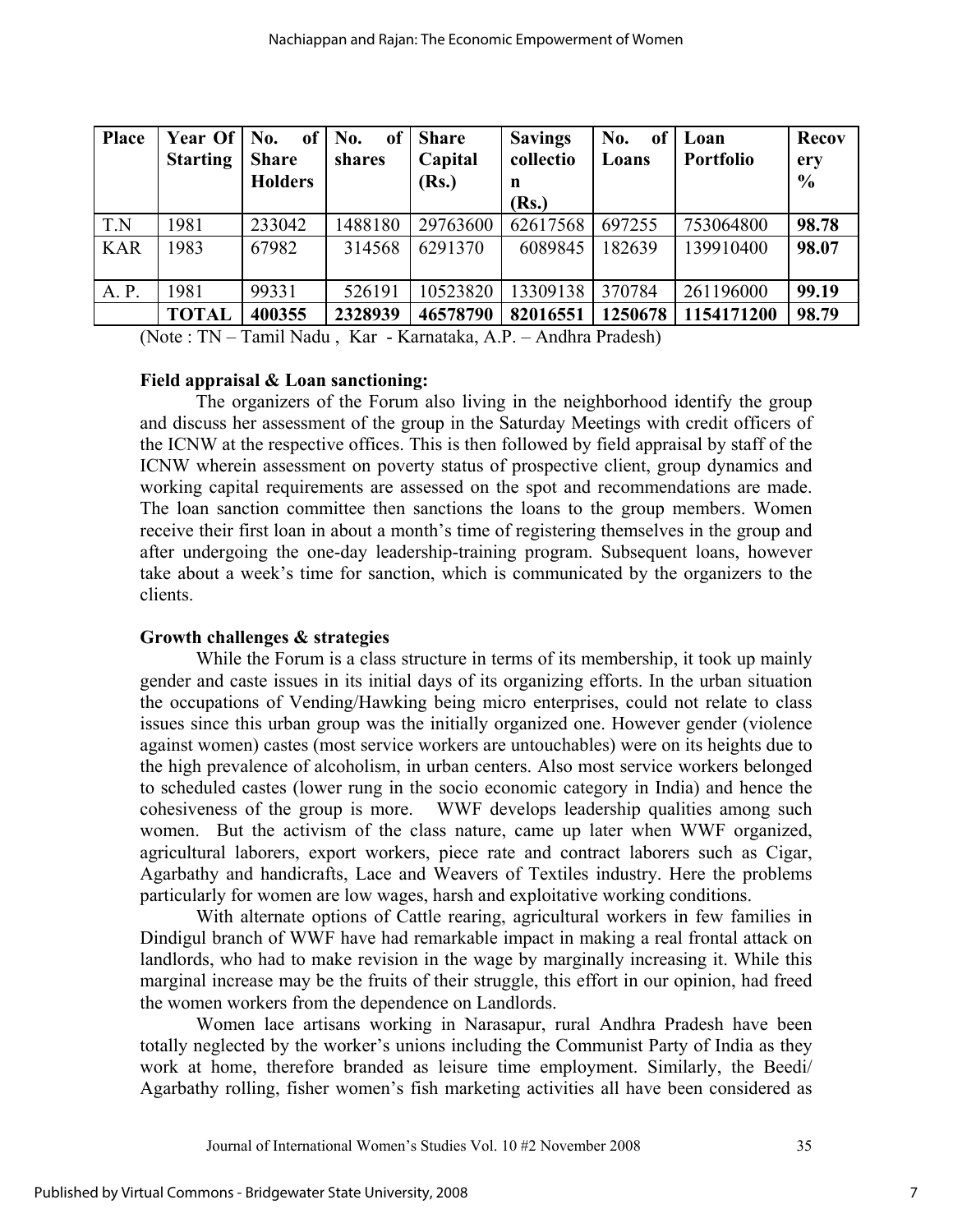| Place | Year Of Starting | No. of Share Holders | No. of shares | Share Capital (Rs.) | Savings collection (Rs.) | No. of Loans | Loan Portfolio | Recovery % |
|---|---|---|---|---|---|---|---|---|
| T.N | 1981 | 233042 | 1488180 | 29763600 | 62617568 | 697255 | 753064800 | **98.78** |
| KAR | 1983 | 67982 | 314568 | 6291370 | 6089845 | 182639 | 139910400 | **98.07** |
| A. P. | 1981 | 99331 | 526191 | 10523820 | 13309138 | 370784 | 261196000 | **99.19** |
| | **TOTAL** | **400355** | **2328939** | **46578790** | **82016551** | **1250678** | **1154171200** | **98.79** |

(Note : TN – Tamil Nadu , Kar - Karnataka, A.P. – Andhra Pradesh)

**Field appraisal & Loan sanctioning:**

The organizers of the Forum also living in the neighborhood identify the group and discuss her assessment of the group in the Saturday Meetings with credit officers of the ICNW at the respective offices. This is then followed by field appraisal by staff of the ICNW wherein assessment on poverty status of prospective client, group dynamics and working capital requirements are assessed on the spot and recommendations are made. The loan sanction committee then sanctions the loans to the group members. Women receive their first loan in about a month's time of registering themselves in the group and after undergoing the one-day leadership-training program. Subsequent loans, however take about a week's time for sanction, which is communicated by the organizers to the clients.

**Growth challenges & strategies**

While the Forum is a class structure in terms of its membership, it took up mainly gender and caste issues in its initial days of its organizing efforts. In the urban situation the occupations of Vending/Hawking being micro enterprises, could not relate to class issues since this urban group was the initially organized one. However gender (violence against women) castes (most service workers are untouchables) were on its heights due to the high prevalence of alcoholism, in urban centers. Also most service workers belonged to scheduled castes (lower rung in the socio economic category in India) and hence the cohesiveness of the group is more. WWF develops leadership qualities among such women. But the activism of the class nature, came up later when WWF organized, agricultural laborers, export workers, piece rate and contract laborers such as Cigar, Agarbathy and handicrafts, Lace and Weavers of Textiles industry. Here the problems particularly for women are low wages, harsh and exploitative working conditions.

With alternate options of Cattle rearing, agricultural workers in few families in Dindigul branch of WWF have had remarkable impact in making a real frontal attack on landlords, who had to make revision in the wage by marginally increasing it. While this marginal increase may be the fruits of their struggle, this effort in our opinion, had freed the women workers from the dependence on Landlords.

Women lace artisans working in Narasapur, rural Andhra Pradesh have been totally neglected by the worker's unions including the Communist Party of India as they work at home, therefore branded as leisure time employment. Similarly, the Beedi/ Agarbathy rolling, fisher women's fish marketing activities all have been considered as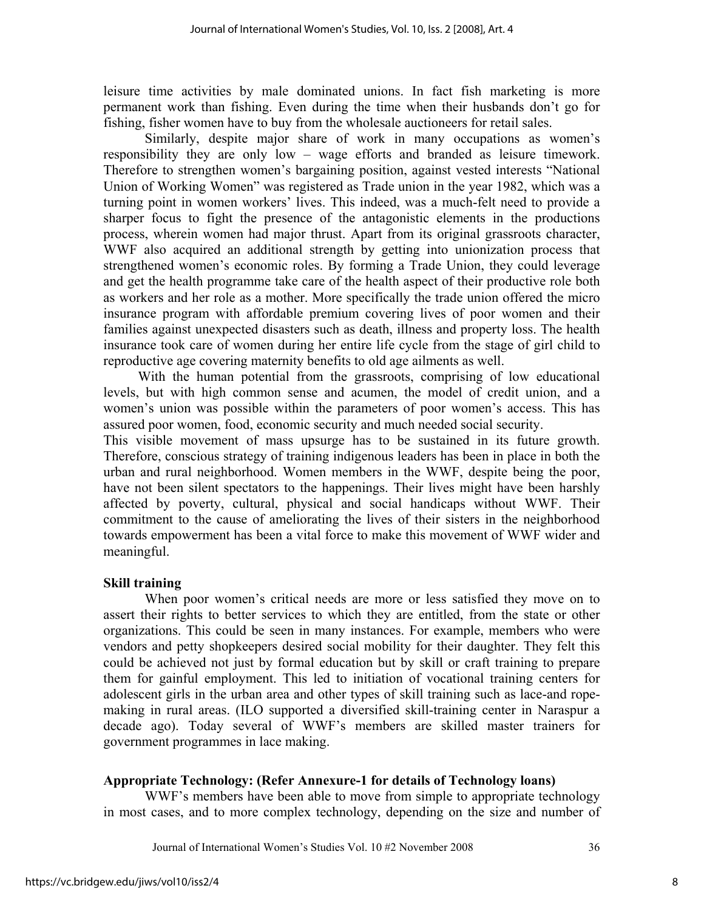leisure time activities by male dominated unions. In fact fish marketing is more permanent work than fishing. Even during the time when their husbands don't go for fishing, fisher women have to buy from the wholesale auctioneers for retail sales.

Similarly, despite major share of work in many occupations as women's responsibility they are only low – wage efforts and branded as leisure timework. Therefore to strengthen women's bargaining position, against vested interests "National Union of Working Women" was registered as Trade union in the year 1982, which was a turning point in women workers' lives. This indeed, was a much-felt need to provide a sharper focus to fight the presence of the antagonistic elements in the productions process, wherein women had major thrust. Apart from its original grassroots character, WWF also acquired an additional strength by getting into unionization process that strengthened women's economic roles. By forming a Trade Union, they could leverage and get the health programme take care of the health aspect of their productive role both as workers and her role as a mother. More specifically the trade union offered the micro insurance program with affordable premium covering lives of poor women and their families against unexpected disasters such as death, illness and property loss. The health insurance took care of women during her entire life cycle from the stage of girl child to reproductive age covering maternity benefits to old age ailments as well.

With the human potential from the grassroots, comprising of low educational levels, but with high common sense and acumen, the model of credit union, and a women's union was possible within the parameters of poor women's access. This has assured poor women, food, economic security and much needed social security.

This visible movement of mass upsurge has to be sustained in its future growth. Therefore, conscious strategy of training indigenous leaders has been in place in both the urban and rural neighborhood. Women members in the WWF, despite being the poor, have not been silent spectators to the happenings. Their lives might have been harshly affected by poverty, cultural, physical and social handicaps without WWF. Their commitment to the cause of ameliorating the lives of their sisters in the neighborhood towards empowerment has been a vital force to make this movement of WWF wider and meaningful.

**Skill training**

When poor women's critical needs are more or less satisfied they move on to assert their rights to better services to which they are entitled, from the state or other organizations. This could be seen in many instances. For example, members who were vendors and petty shopkeepers desired social mobility for their daughter. They felt this could be achieved not just by formal education but by skill or craft training to prepare them for gainful employment. This led to initiation of vocational training centers for adolescent girls in the urban area and other types of skill training such as lace-and rope-making in rural areas. (ILO supported a diversified skill-training center in Naraspur a decade ago). Today several of WWF's members are skilled master trainers for government programmes in lace making.

**Appropriate Technology: (Refer Annexure-1 for details of Technology loans)**

WWF's members have been able to move from simple to appropriate technology in most cases, and to more complex technology, depending on the size and number of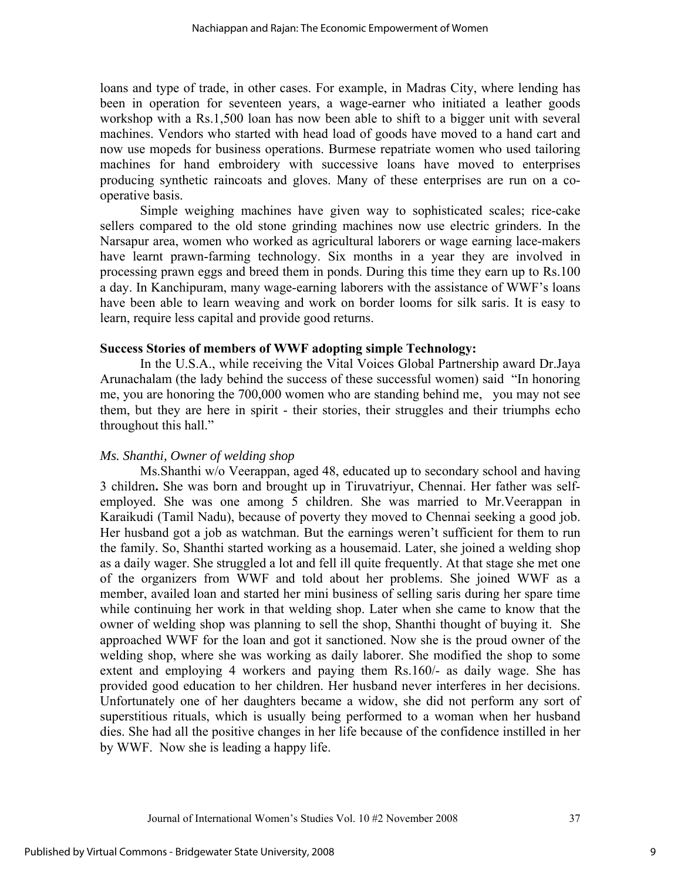loans and type of trade, in other cases. For example, in Madras City, where lending has been in operation for seventeen years, a wage-earner who initiated a leather goods workshop with a Rs.1,500 loan has now been able to shift to a bigger unit with several machines. Vendors who started with head load of goods have moved to a hand cart and now use mopeds for business operations. Burmese repatriate women who used tailoring machines for hand embroidery with successive loans have moved to enterprises producing synthetic raincoats and gloves. Many of these enterprises are run on a co-operative basis.

Simple weighing machines have given way to sophisticated scales; rice-cake sellers compared to the old stone grinding machines now use electric grinders. In the Narsapur area, women who worked as agricultural laborers or wage earning lace-makers have learnt prawn-farming technology. Six months in a year they are involved in processing prawn eggs and breed them in ponds. During this time they earn up to Rs.100 a day. In Kanchipuram, many wage-earning laborers with the assistance of WWF's loans have been able to learn weaving and work on border looms for silk saris. It is easy to learn, require less capital and provide good returns.

**Success Stories of members of WWF adopting simple Technology:**

In the U.S.A., while receiving the Vital Voices Global Partnership award Dr.Jaya Arunachalam (the lady behind the success of these successful women) said "In honoring me, you are honoring the 700,000 women who are standing behind me, you may not see them, but they are here in spirit - their stories, their struggles and their triumphs echo throughout this hall."

*Ms. Shanthi, Owner of welding shop*

Ms.Shanthi w/o Veerappan, aged 48, educated up to secondary school and having 3 children**.** She was born and brought up in Tiruvatriyur, Chennai. Her father was self-employed. She was one among 5 children. She was married to Mr.Veerappan in Karaikudi (Tamil Nadu), because of poverty they moved to Chennai seeking a good job. Her husband got a job as watchman. But the earnings weren't sufficient for them to run the family. So, Shanthi started working as a housemaid. Later, she joined a welding shop as a daily wager. She struggled a lot and fell ill quite frequently. At that stage she met one of the organizers from WWF and told about her problems. She joined WWF as a member, availed loan and started her mini business of selling saris during her spare time while continuing her work in that welding shop. Later when she came to know that the owner of welding shop was planning to sell the shop, Shanthi thought of buying it. She approached WWF for the loan and got it sanctioned. Now she is the proud owner of the welding shop, where she was working as daily laborer. She modified the shop to some extent and employing 4 workers and paying them Rs.160/- as daily wage. She has provided good education to her children. Her husband never interferes in her decisions. Unfortunately one of her daughters became a widow, she did not perform any sort of superstitious rituals, which is usually being performed to a woman when her husband dies. She had all the positive changes in her life because of the confidence instilled in her by WWF. Now she is leading a happy life.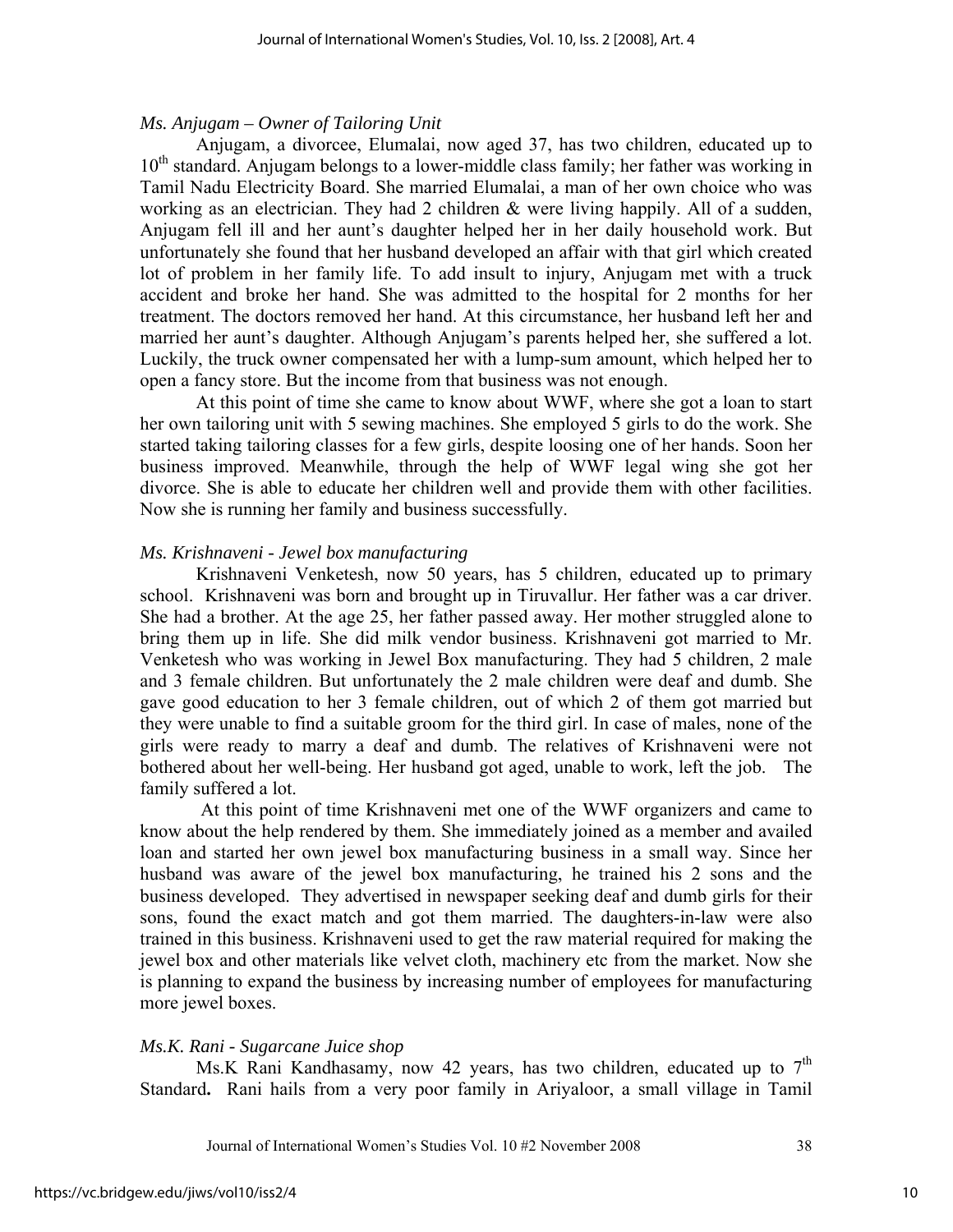*Ms. Anjugam – Owner of Tailoring Unit*

Anjugam, a divorcee, Elumalai, now aged 37, has two children, educated up to 10th standard. Anjugam belongs to a lower-middle class family; her father was working in Tamil Nadu Electricity Board. She married Elumalai, a man of her own choice who was working as an electrician. They had 2 children & were living happily. All of a sudden, Anjugam fell ill and her aunt's daughter helped her in her daily household work. But unfortunately she found that her husband developed an affair with that girl which created lot of problem in her family life. To add insult to injury, Anjugam met with a truck accident and broke her hand. She was admitted to the hospital for 2 months for her treatment. The doctors removed her hand. At this circumstance, her husband left her and married her aunt's daughter. Although Anjugam's parents helped her, she suffered a lot. Luckily, the truck owner compensated her with a lump-sum amount, which helped her to open a fancy store. But the income from that business was not enough.

At this point of time she came to know about WWF, where she got a loan to start her own tailoring unit with 5 sewing machines. She employed 5 girls to do the work. She started taking tailoring classes for a few girls, despite loosing one of her hands. Soon her business improved. Meanwhile, through the help of WWF legal wing she got her divorce. She is able to educate her children well and provide them with other facilities. Now she is running her family and business successfully.

*Ms. Krishnaveni - Jewel box manufacturing*

Krishnaveni Venketesh, now 50 years, has 5 children, educated up to primary school. Krishnaveni was born and brought up in Tiruvallur. Her father was a car driver. She had a brother. At the age 25, her father passed away. Her mother struggled alone to bring them up in life. She did milk vendor business. Krishnaveni got married to Mr. Venketesh who was working in Jewel Box manufacturing. They had 5 children, 2 male and 3 female children. But unfortunately the 2 male children were deaf and dumb. She gave good education to her 3 female children, out of which 2 of them got married but they were unable to find a suitable groom for the third girl. In case of males, none of the girls were ready to marry a deaf and dumb. The relatives of Krishnaveni were not bothered about her well-being. Her husband got aged, unable to work, left the job. The family suffered a lot.

At this point of time Krishnaveni met one of the WWF organizers and came to know about the help rendered by them. She immediately joined as a member and availed loan and started her own jewel box manufacturing business in a small way. Since her husband was aware of the jewel box manufacturing, he trained his 2 sons and the business developed. They advertised in newspaper seeking deaf and dumb girls for their sons, found the exact match and got them married. The daughters-in-law were also trained in this business. Krishnaveni used to get the raw material required for making the jewel box and other materials like velvet cloth, machinery etc from the market. Now she is planning to expand the business by increasing number of employees for manufacturing more jewel boxes.

*Ms.K. Rani - Sugarcane Juice shop*

Ms.K Rani Kandhasamy, now 42 years, has two children, educated up to 7th Standard**.** Rani hails from a very poor family in Ariyaloor, a small village in Tamil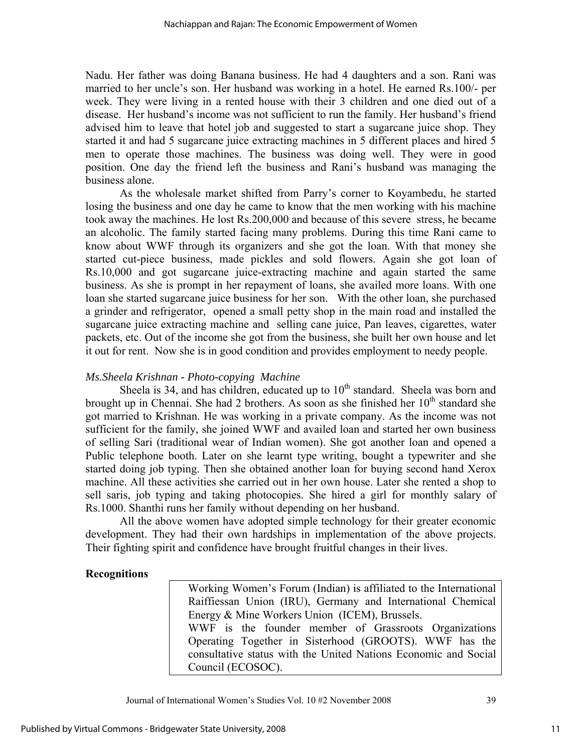Nadu. Her father was doing Banana business. He had 4 daughters and a son. Rani was married to her uncle's son. Her husband was working in a hotel. He earned Rs.100/- per week. They were living in a rented house with their 3 children and one died out of a disease. Her husband's income was not sufficient to run the family. Her husband's friend advised him to leave that hotel job and suggested to start a sugarcane juice shop. They started it and had 5 sugarcane juice extracting machines in 5 different places and hired 5 men to operate those machines. The business was doing well. They were in good position. One day the friend left the business and Rani's husband was managing the business alone.

As the wholesale market shifted from Parry's corner to Koyambedu, he started losing the business and one day he came to know that the men working with his machine took away the machines. He lost Rs.200,000 and because of this severe stress, he became an alcoholic. The family started facing many problems. During this time Rani came to know about WWF through its organizers and she got the loan. With that money she started cut-piece business, made pickles and sold flowers. Again she got loan of Rs.10,000 and got sugarcane juice-extracting machine and again started the same business. As she is prompt in her repayment of loans, she availed more loans. With one loan she started sugarcane juice business for her son. With the other loan, she purchased a grinder and refrigerator, opened a small petty shop in the main road and installed the sugarcane juice extracting machine and selling cane juice, Pan leaves, cigarettes, water packets, etc. Out of the income she got from the business, she built her own house and let it out for rent. Now she is in good condition and provides employment to needy people.

*Ms.Sheela Krishnan - Photo-copying Machine*

Sheela is 34, and has children, educated up to 10th standard. Sheela was born and brought up in Chennai. She had 2 brothers. As soon as she finished her 10th standard she got married to Krishnan. He was working in a private company. As the income was not sufficient for the family, she joined WWF and availed loan and started her own business of selling Sari (traditional wear of Indian women). She got another loan and opened a Public telephone booth. Later on she learnt type writing, bought a typewriter and she started doing job typing. Then she obtained another loan for buying second hand Xerox machine. All these activities she carried out in her own house. Later she rented a shop to sell saris, job typing and taking photocopies. She hired a girl for monthly salary of Rs.1000. Shanthi runs her family without depending on her husband.

All the above women have adopted simple technology for their greater economic development. They had their own hardships in implementation of the above projects. Their fighting spirit and confidence have brought fruitful changes in their lives.

**Recognitions**

> Working Women's Forum (Indian) is affiliated to the International Raiffiessan Union (IRU), Germany and International Chemical Energy & Mine Workers Union (ICEM), Brussels.
> WWF is the founder member of Grassroots Organizations Operating Together in Sisterhood (GROOTS). WWF has the consultative status with the United Nations Economic and Social Council (ECOSOC).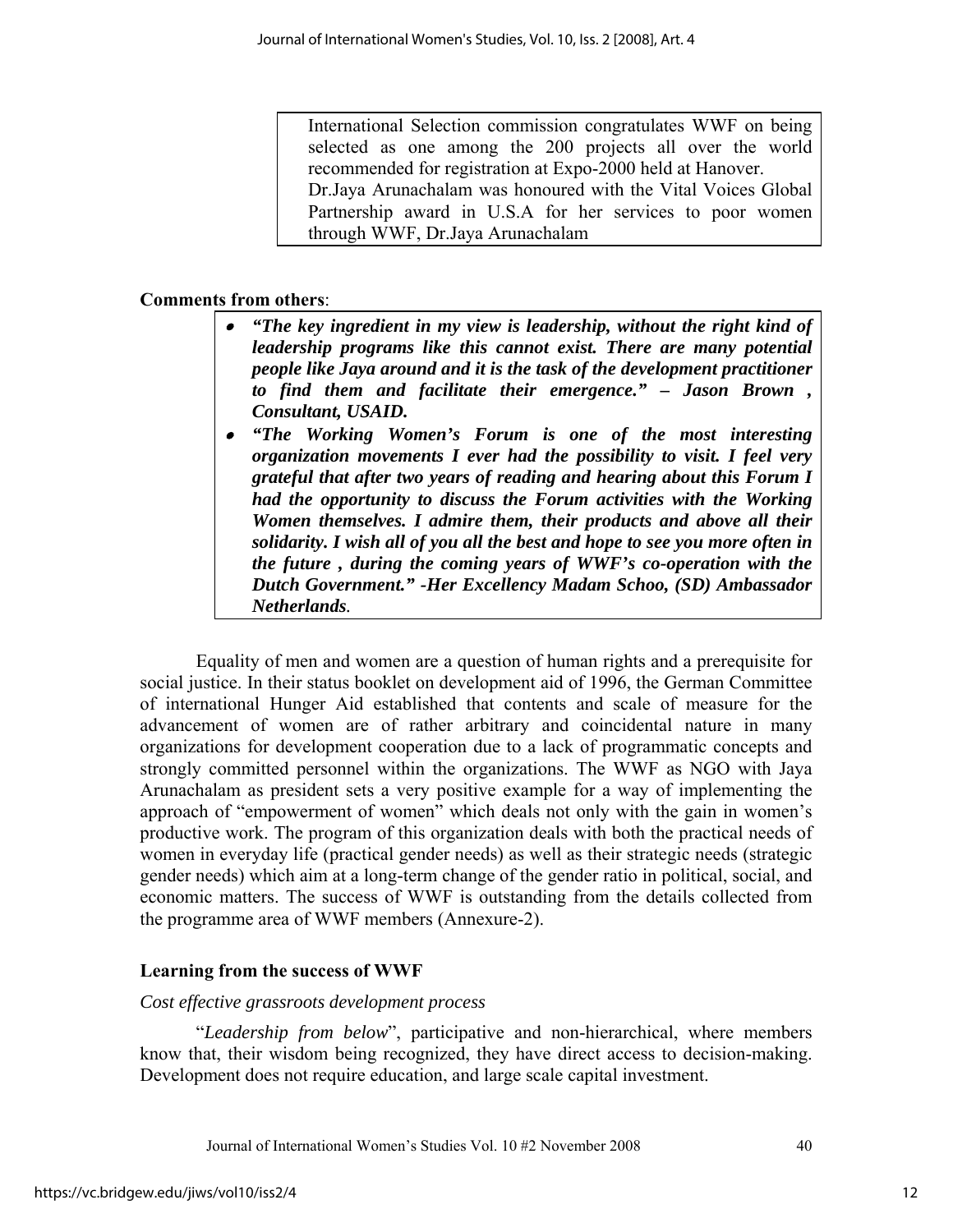International Selection commission congratulates WWF on being selected as one among the 200 projects all over the world recommended for registration at Expo-2000 held at Hanover.
Dr.Jaya Arunachalam was honoured with the Vital Voices Global Partnership award in U.S.A for her services to poor women through WWF, Dr.Jaya Arunachalam

**Comments from others**:

- ***"The key ingredient in my view is leadership, without the right kind of leadership programs like this cannot exist. There are many potential people like Jaya around and it is the task of the development practitioner to find them and facilitate their emergence." – Jason Brown , Consultant, USAID.***
- ***"The Working Women's Forum is one of the most interesting organization movements I ever had the possibility to visit. I feel very grateful that after two years of reading and hearing about this Forum I had the opportunity to discuss the Forum activities with the Working Women themselves. I admire them, their products and above all their solidarity. I wish all of you all the best and hope to see you more often in the future , during the coming years of WWF's co-operation with the Dutch Government." -Her Excellency Madam Schoo, (SD) Ambassador Netherlands.***

Equality of men and women are a question of human rights and a prerequisite for social justice. In their status booklet on development aid of 1996, the German Committee of international Hunger Aid established that contents and scale of measure for the advancement of women are of rather arbitrary and coincidental nature in many organizations for development cooperation due to a lack of programmatic concepts and strongly committed personnel within the organizations. The WWF as NGO with Jaya Arunachalam as president sets a very positive example for a way of implementing the approach of "empowerment of women" which deals not only with the gain in women's productive work. The program of this organization deals with both the practical needs of women in everyday life (practical gender needs) as well as their strategic needs (strategic gender needs) which aim at a long-term change of the gender ratio in political, social, and economic matters. The success of WWF is outstanding from the details collected from the programme area of WWF members (Annexure-2).

## Learning from the success of WWF

*Cost effective grassroots development process*

"*Leadership from below*", participative and non-hierarchical, where members know that, their wisdom being recognized, they have direct access to decision-making. Development does not require education, and large scale capital investment.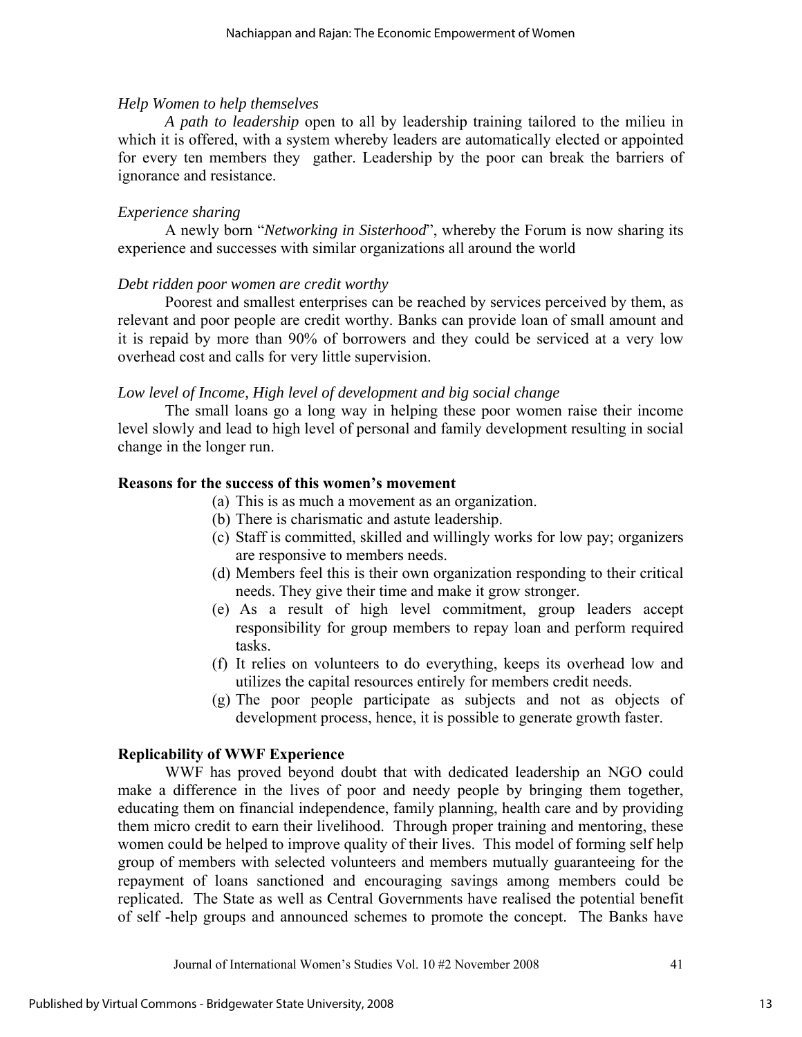*Help Women to help themselves*

*A path to leadership* open to all by leadership training tailored to the milieu in which it is offered, with a system whereby leaders are automatically elected or appointed for every ten members they gather. Leadership by the poor can break the barriers of ignorance and resistance.

*Experience sharing*

A newly born "*Networking in Sisterhood*", whereby the Forum is now sharing its experience and successes with similar organizations all around the world

*Debt ridden poor women are credit worthy*

Poorest and smallest enterprises can be reached by services perceived by them, as relevant and poor people are credit worthy. Banks can provide loan of small amount and it is repaid by more than 90% of borrowers and they could be serviced at a very low overhead cost and calls for very little supervision.

*Low level of Income, High level of development and big social change*

The small loans go a long way in helping these poor women raise their income level slowly and lead to high level of personal and family development resulting in social change in the longer run.

**Reasons for the success of this women's movement**

(a) This is as much a movement as an organization.
(b) There is charismatic and astute leadership.
(c) Staff is committed, skilled and willingly works for low pay; organizers are responsive to members needs.
(d) Members feel this is their own organization responding to their critical needs. They give their time and make it grow stronger.
(e) As a result of high level commitment, group leaders accept responsibility for group members to repay loan and perform required tasks.
(f) It relies on volunteers to do everything, keeps its overhead low and utilizes the capital resources entirely for members credit needs.
(g) The poor people participate as subjects and not as objects of development process, hence, it is possible to generate growth faster.

**Replicability of WWF Experience**

WWF has proved beyond doubt that with dedicated leadership an NGO could make a difference in the lives of poor and needy people by bringing them together, educating them on financial independence, family planning, health care and by providing them micro credit to earn their livelihood. Through proper training and mentoring, these women could be helped to improve quality of their lives. This model of forming self help group of members with selected volunteers and members mutually guaranteeing for the repayment of loans sanctioned and encouraging savings among members could be replicated. The State as well as Central Governments have realised the potential benefit of self -help groups and announced schemes to promote the concept. The Banks have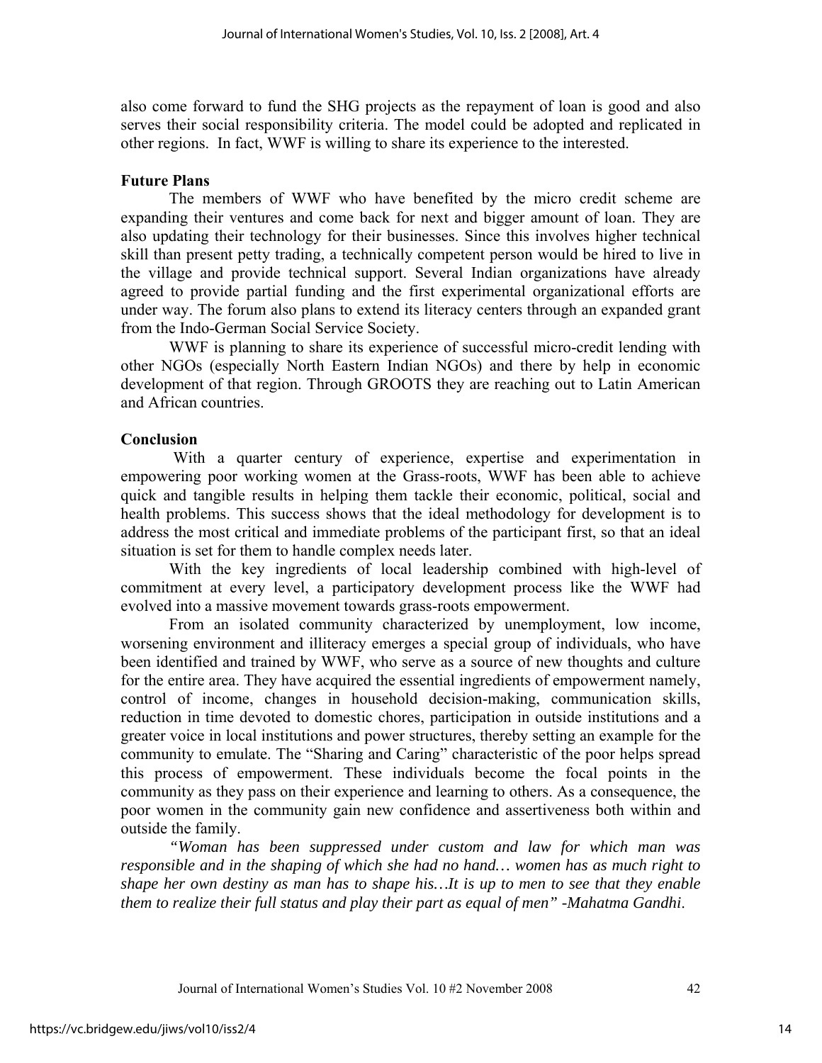also come forward to fund the SHG projects as the repayment of loan is good and also serves their social responsibility criteria. The model could be adopted and replicated in other regions. In fact, WWF is willing to share its experience to the interested.

### Future Plans

The members of WWF who have benefited by the micro credit scheme are expanding their ventures and come back for next and bigger amount of loan. They are also updating their technology for their businesses. Since this involves higher technical skill than present petty trading, a technically competent person would be hired to live in the village and provide technical support. Several Indian organizations have already agreed to provide partial funding and the first experimental organizational efforts are under way. The forum also plans to extend its literacy centers through an expanded grant from the Indo-German Social Service Society.

WWF is planning to share its experience of successful micro-credit lending with other NGOs (especially North Eastern Indian NGOs) and there by help in economic development of that region. Through GROOTS they are reaching out to Latin American and African countries.

### Conclusion

With a quarter century of experience, expertise and experimentation in empowering poor working women at the Grass-roots, WWF has been able to achieve quick and tangible results in helping them tackle their economic, political, social and health problems. This success shows that the ideal methodology for development is to address the most critical and immediate problems of the participant first, so that an ideal situation is set for them to handle complex needs later.

With the key ingredients of local leadership combined with high-level of commitment at every level, a participatory development process like the WWF had evolved into a massive movement towards grass-roots empowerment.

From an isolated community characterized by unemployment, low income, worsening environment and illiteracy emerges a special group of individuals, who have been identified and trained by WWF, who serve as a source of new thoughts and culture for the entire area. They have acquired the essential ingredients of empowerment namely, control of income, changes in household decision-making, communication skills, reduction in time devoted to domestic chores, participation in outside institutions and a greater voice in local institutions and power structures, thereby setting an example for the community to emulate. The "Sharing and Caring" characteristic of the poor helps spread this process of empowerment. These individuals become the focal points in the community as they pass on their experience and learning to others. As a consequence, the poor women in the community gain new confidence and assertiveness both within and outside the family.

*"Woman has been suppressed under custom and law for which man was responsible and in the shaping of which she had no hand… women has as much right to shape her own destiny as man has to shape his…It is up to men to see that they enable them to realize their full status and play their part as equal of men" -Mahatma Gandhi*.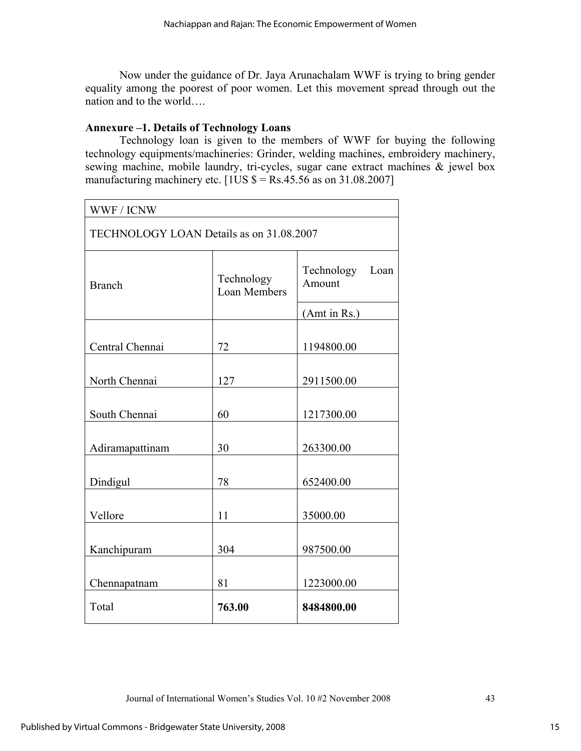Now under the guidance of Dr. Jaya Arunachalam WWF is trying to bring gender equality among the poorest of poor women. Let this movement spread through out the nation and to the world….

**Annexure –1. Details of Technology Loans**

Technology loan is given to the members of WWF for buying the following technology equipments/machineries: Grinder, welding machines, embroidery machinery, sewing machine, mobile laundry, tri-cycles, sugar cane extract machines & jewel box manufacturing machinery etc. [1US $ = Rs.45.56 as on 31.08.2007]

| WWF / ICNW | | |
|---|---|---|
| TECHNOLOGY LOAN Details as on 31.08.2007 | | |
| Branch | Technology Loan Members | Technology Loan Amount (Amt in Rs.) |
| Central Chennai | 72 | 1194800.00 |
| North Chennai | 127 | 2911500.00 |
| South Chennai | 60 | 1217300.00 |
| Adiramapattinam | 30 | 263300.00 |
| Dindigul | 78 | 652400.00 |
| Vellore | 11 | 35000.00 |
| Kanchipuram | 304 | 987500.00 |
| Chennapatnam | 81 | 1223000.00 |
| Total | **763.00** | **8484800.00** |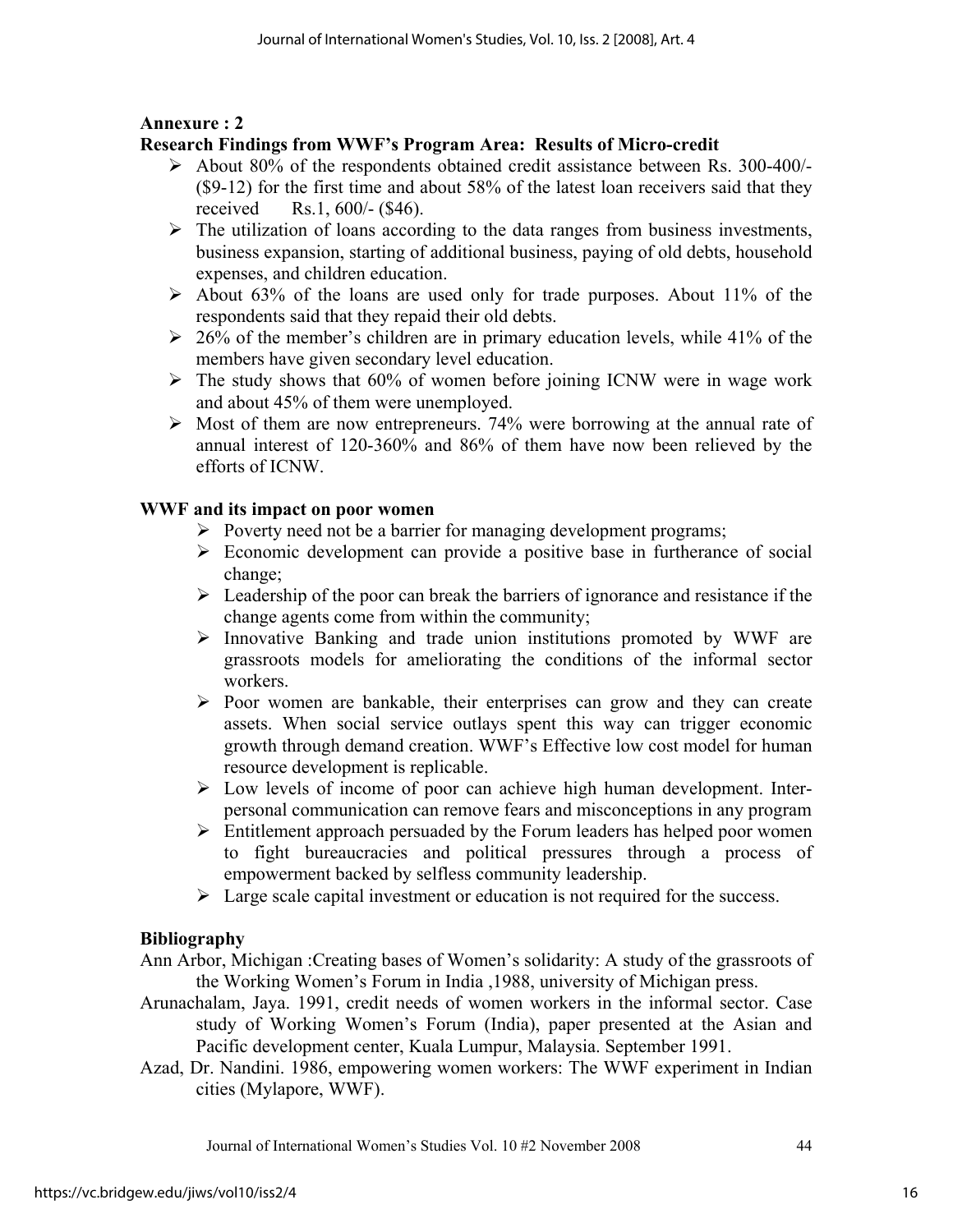## Annexure : 2

### Research Findings from WWF's Program Area: Results of Micro-credit

- About 80% of the respondents obtained credit assistance between Rs. 300-400/- ($9-12) for the first time and about 58% of the latest loan receivers said that they received Rs.1, 600/- ($46).
- The utilization of loans according to the data ranges from business investments, business expansion, starting of additional business, paying of old debts, household expenses, and children education.
- About 63% of the loans are used only for trade purposes. About 11% of the respondents said that they repaid their old debts.
- 26% of the member's children are in primary education levels, while 41% of the members have given secondary level education.
- The study shows that 60% of women before joining ICNW were in wage work and about 45% of them were unemployed.
- Most of them are now entrepreneurs. 74% were borrowing at the annual rate of annual interest of 120-360% and 86% of them have now been relieved by the efforts of ICNW.

### WWF and its impact on poor women

- Poverty need not be a barrier for managing development programs;
- Economic development can provide a positive base in furtherance of social change;
- Leadership of the poor can break the barriers of ignorance and resistance if the change agents come from within the community;
- Innovative Banking and trade union institutions promoted by WWF are grassroots models for ameliorating the conditions of the informal sector workers.
- Poor women are bankable, their enterprises can grow and they can create assets. When social service outlays spent this way can trigger economic growth through demand creation. WWF's Effective low cost model for human resource development is replicable.
- Low levels of income of poor can achieve high human development. Inter-personal communication can remove fears and misconceptions in any program
- Entitlement approach persuaded by the Forum leaders has helped poor women to fight bureaucracies and political pressures through a process of empowerment backed by selfless community leadership.
- Large scale capital investment or education is not required for the success.

### Bibliography

Ann Arbor, Michigan :Creating bases of Women's solidarity: A study of the grassroots of the Working Women's Forum in India ,1988, university of Michigan press.

Arunachalam, Jaya. 1991, credit needs of women workers in the informal sector. Case study of Working Women's Forum (India), paper presented at the Asian and Pacific development center, Kuala Lumpur, Malaysia. September 1991.

Azad, Dr. Nandini. 1986, empowering women workers: The WWF experiment in Indian cities (Mylapore, WWF).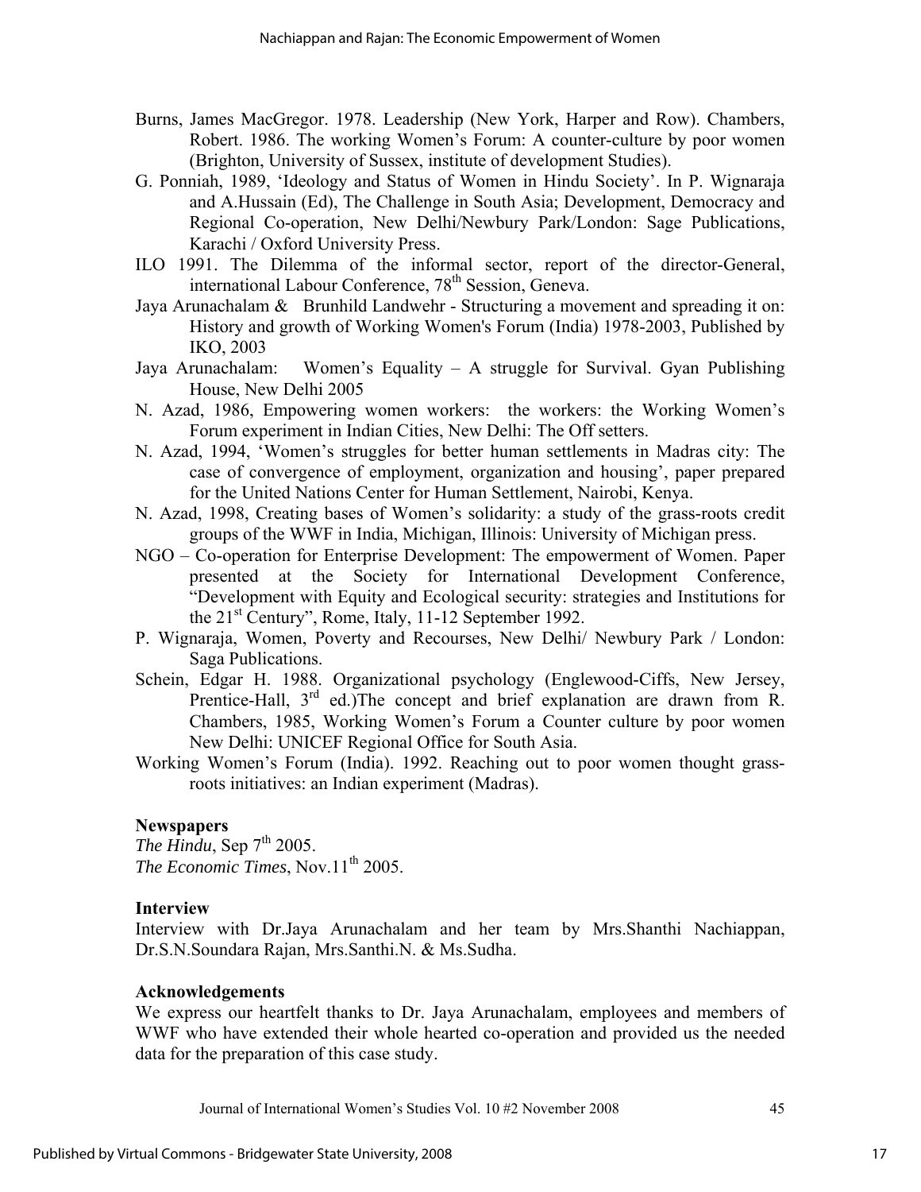Burns, James MacGregor. 1978. Leadership (New York, Harper and Row). Chambers, Robert. 1986. The working Women's Forum: A counter-culture by poor women (Brighton, University of Sussex, institute of development Studies).

G. Ponniah, 1989, 'Ideology and Status of Women in Hindu Society'. In P. Wignaraja and A.Hussain (Ed), The Challenge in South Asia; Development, Democracy and Regional Co-operation, New Delhi/Newbury Park/London: Sage Publications, Karachi / Oxford University Press.

ILO 1991. The Dilemma of the informal sector, report of the director-General, international Labour Conference, 78th Session, Geneva.

Jaya Arunachalam & Brunhild Landwehr - Structuring a movement and spreading it on: History and growth of Working Women's Forum (India) 1978-2003, Published by IKO, 2003

Jaya Arunachalam: Women's Equality – A struggle for Survival. Gyan Publishing House, New Delhi 2005

N. Azad, 1986, Empowering women workers: the workers: the Working Women's Forum experiment in Indian Cities, New Delhi: The Off setters.

N. Azad, 1994, 'Women's struggles for better human settlements in Madras city: The case of convergence of employment, organization and housing', paper prepared for the United Nations Center for Human Settlement, Nairobi, Kenya.

N. Azad, 1998, Creating bases of Women's solidarity: a study of the grass-roots credit groups of the WWF in India, Michigan, Illinois: University of Michigan press.

NGO – Co-operation for Enterprise Development: The empowerment of Women. Paper presented at the Society for International Development Conference, "Development with Equity and Ecological security: strategies and Institutions for the 21st Century", Rome, Italy, 11-12 September 1992.

P. Wignaraja, Women, Poverty and Recourses, New Delhi/ Newbury Park / London: Saga Publications.

Schein, Edgar H. 1988. Organizational psychology (Englewood-Ciffs, New Jersey, Prentice-Hall, 3rd ed.)The concept and brief explanation are drawn from R. Chambers, 1985, Working Women's Forum a Counter culture by poor women New Delhi: UNICEF Regional Office for South Asia.

Working Women's Forum (India). 1992. Reaching out to poor women thought grass-roots initiatives: an Indian experiment (Madras).

### Newspapers

*The Hindu*, Sep 7th 2005.
*The Economic Times*, Nov.11th 2005.

### Interview

Interview with Dr.Jaya Arunachalam and her team by Mrs.Shanthi Nachiappan, Dr.S.N.Soundara Rajan, Mrs.Santhi.N. & Ms.Sudha.

### Acknowledgements

We express our heartfelt thanks to Dr. Jaya Arunachalam, employees and members of WWF who have extended their whole hearted co-operation and provided us the needed data for the preparation of this case study.